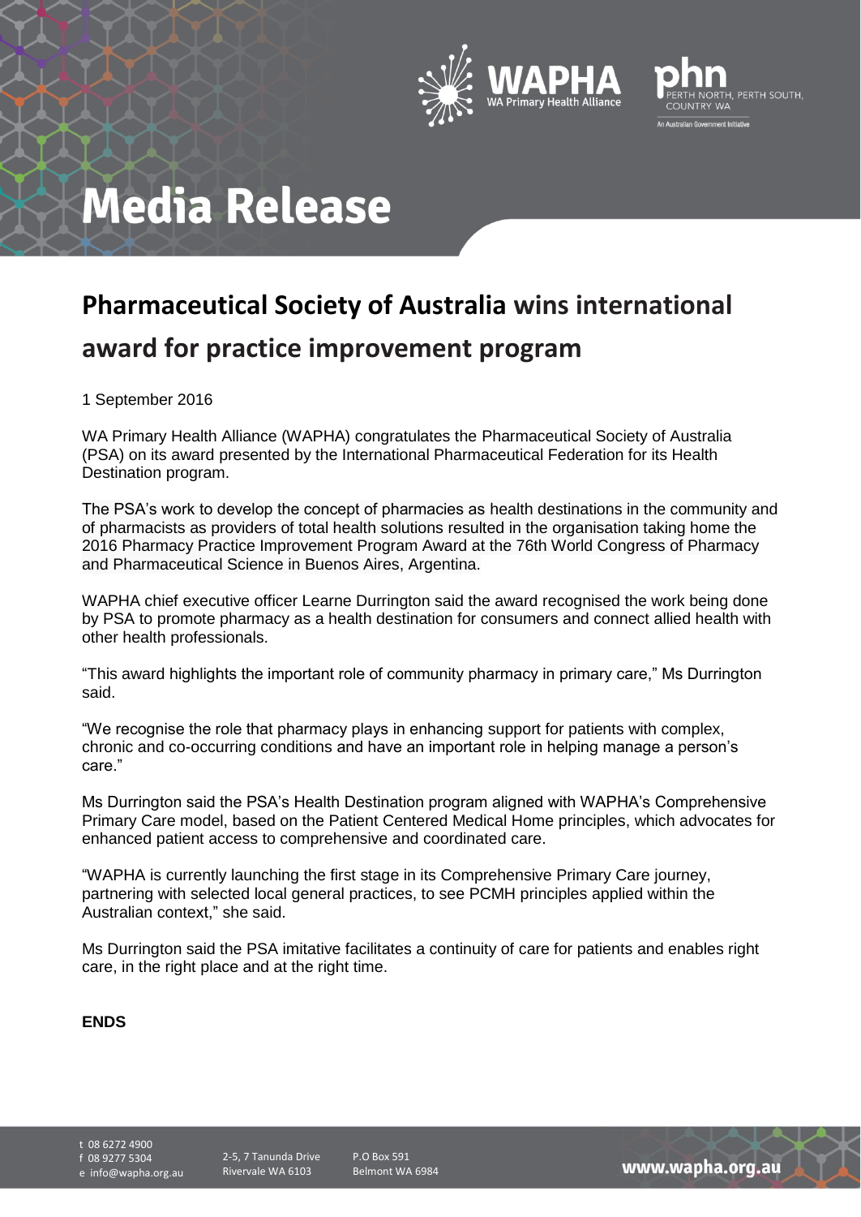# Media Release

## Pharmaceutical Society of Australia wins international award for practice improvement program

1 September 2016

WA Primary Health Alliance (WAPHA) congratulates the Pharmaceutical Society of Australia (PSA) on its award presented by the International Pharmaceutical Federation for its Health Destination program.

The PSA's work to develop the concept of pharmacies as health destinations in the community and of pharmacists as providers of total health solutions resulted in the organisation taking home the 2016 Pharmacy Practice Improvement Program Award at the 76th World Congress of Pharmacy and Pharmaceutical Science in Buenos Aires, Argentina.

WAPHA chief executive officer Learne Durrington said the award recognised the work being done by PSA to promote pharmacy as a health destination for consumers and connect allied health with other health professionals.

"This award highlights the important role of community pharmacy in primary care," Ms Durrington said.

"We recognise the role that pharmacy plays in enhancing support for patients with complex, chronic and co-occurring conditions and have an important role in helping manage a person's care."

Ms Durrington said the PSA's Health Destination program aligned with WAPHA's Comprehensive Primary Care model, based on the Patient Centered Medical Home principles, which advocates for enhanced patient access to comprehensive and coordinated care.

"WAPHA is currently launching the first stage in its Comprehensive Primary Care journey, partnering with selected local general practices, to see PCMH principles applied within the Australian context," she said.

Ms Durrington said the PSA imitative facilitates a continuity of care for patients and enables right care, in the right place and at the right time.

**ENDS**

t 08 6272 4900
f 08 9277 5304
e info@wapha.org.au

2-5, 7 Tanunda Drive
Rivervale WA 6103

P.O Box 591
Belmont WA 6984

www.wapha.org.au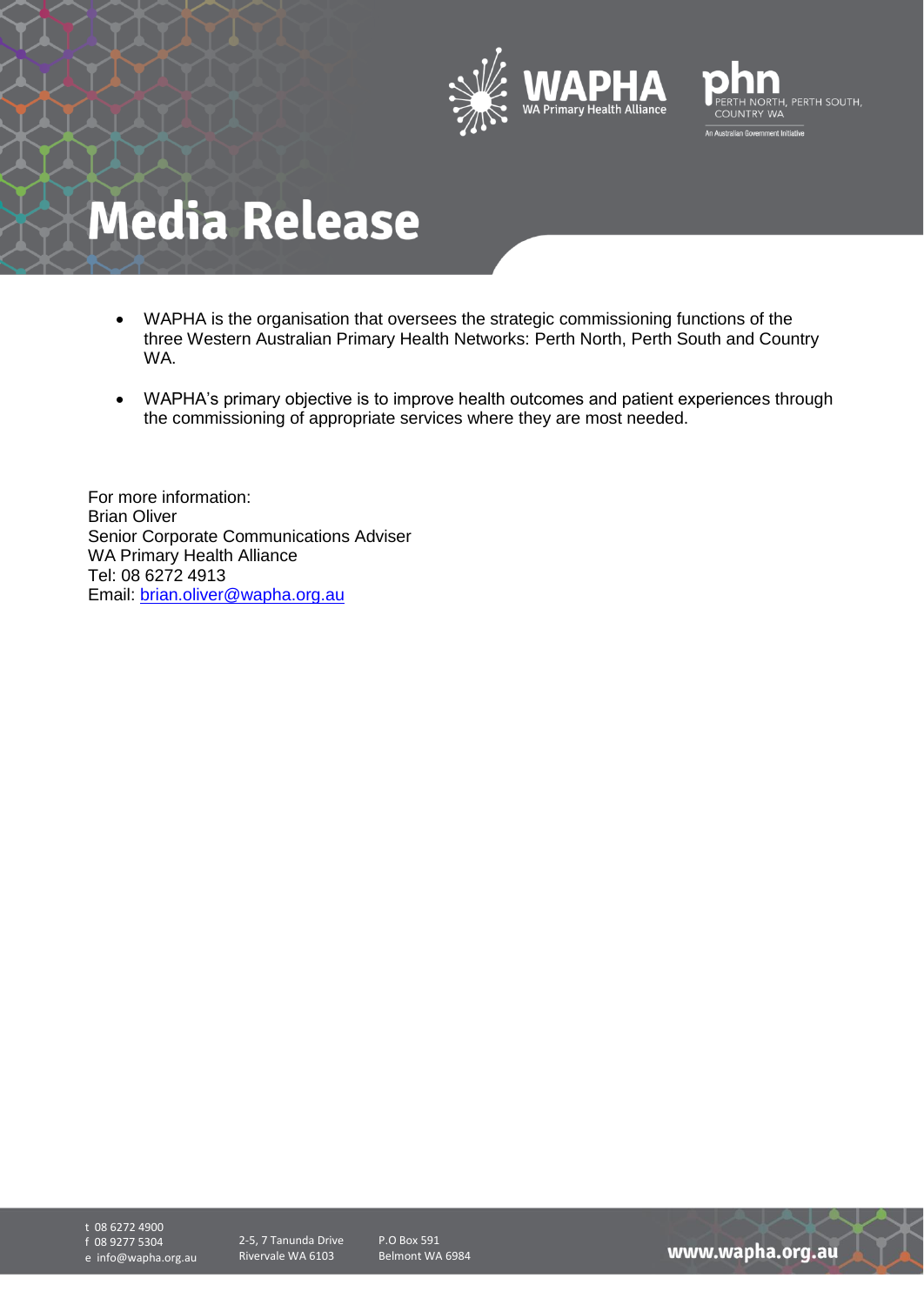# Media Release

- WAPHA is the organisation that oversees the strategic commissioning functions of the three Western Australian Primary Health Networks: Perth North, Perth South and Country WA.
- WAPHA's primary objective is to improve health outcomes and patient experiences through the commissioning of appropriate services where they are most needed.

For more information:
Brian Oliver
Senior Corporate Communications Adviser
WA Primary Health Alliance
Tel: 08 6272 4913
Email: brian.oliver@wapha.org.au